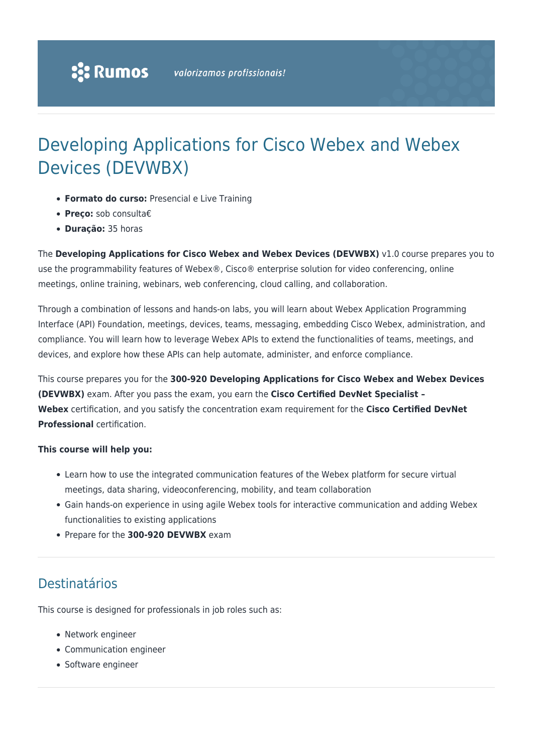# Developing Applications for Cisco Webex and Webex Devices (DEVWBX)

- **Formato do curso:** Presencial e Live Training
- **Preço:** sob consulta€
- **Duração:** 35 horas

The **Developing Applications for Cisco Webex and Webex Devices (DEVWBX)** v1.0 course prepares you to use the programmability features of Webex®, Cisco® enterprise solution for video conferencing, online meetings, online training, webinars, web conferencing, cloud calling, and collaboration.

Through a combination of lessons and hands-on labs, you will learn about Webex Application Programming Interface (API) Foundation, meetings, devices, teams, messaging, embedding Cisco Webex, administration, and compliance. You will learn how to leverage Webex APIs to extend the functionalities of teams, meetings, and devices, and explore how these APIs can help automate, administer, and enforce compliance.

This course prepares you for the **300-920 Developing Applications for Cisco Webex and Webex Devices (DEVWBX)** exam. After you pass the exam, you earn the **Cisco Certified DevNet Specialist – Webex** certification, and you satisfy the concentration exam requirement for the **Cisco Certified DevNet Professional** certification.

**This course will help you:**

- Learn how to use the integrated communication features of the Webex platform for secure virtual meetings, data sharing, videoconferencing, mobility, and team collaboration
- Gain hands-on experience in using agile Webex tools for interactive communication and adding Webex functionalities to existing applications
- Prepare for the **300-920 DEVWBX** exam

## Destinatários

This course is designed for professionals in job roles such as:

- Network engineer
- Communication engineer
- Software engineer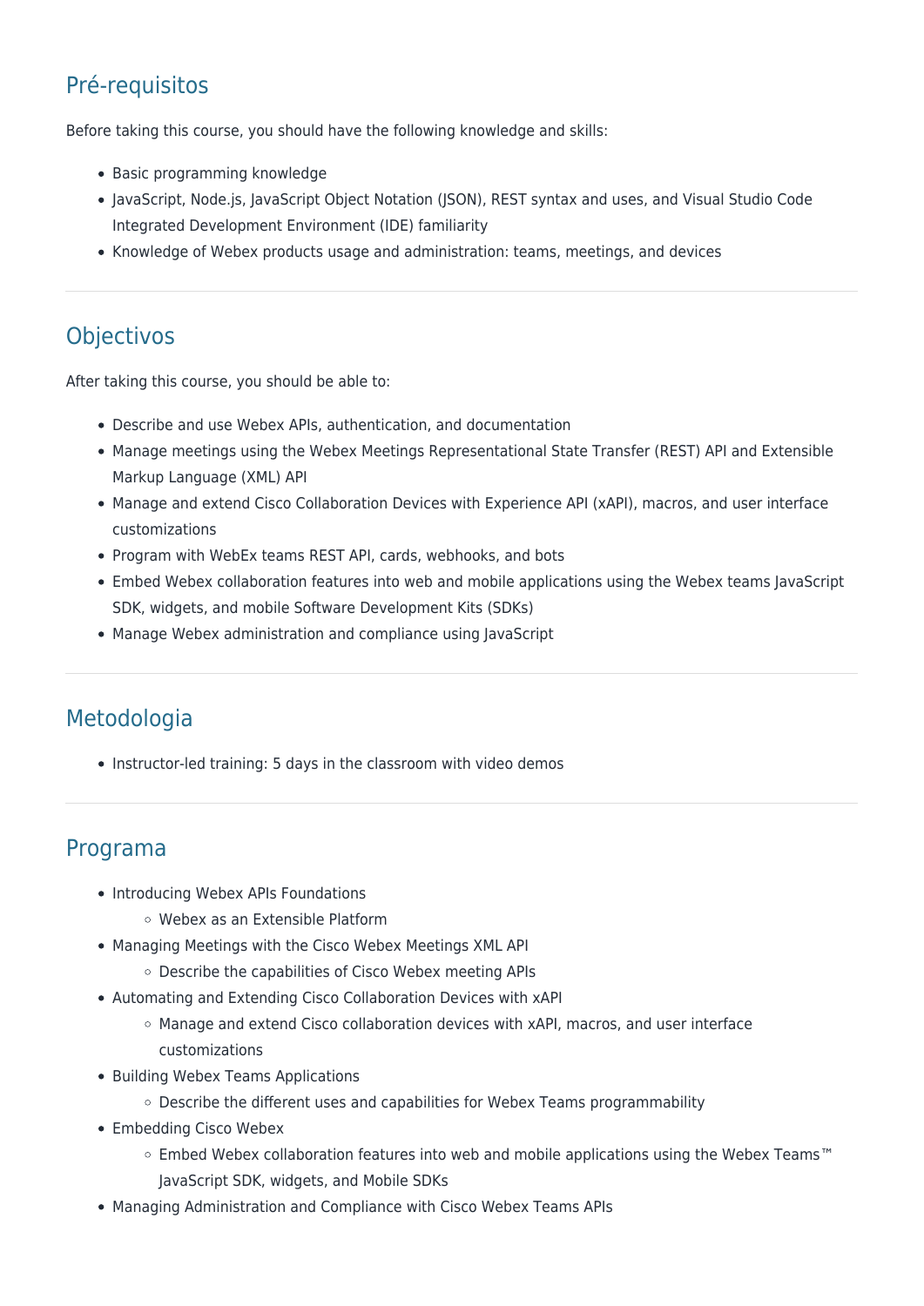## Pré-requisitos

Before taking this course, you should have the following knowledge and skills:

- Basic programming knowledge
- JavaScript, Node.js, JavaScript Object Notation (JSON), REST syntax and uses, and Visual Studio Code Integrated Development Environment (IDE) familiarity
- Knowledge of Webex products usage and administration: teams, meetings, and devices

---

## Objectivos

After taking this course, you should be able to:

- Describe and use Webex APIs, authentication, and documentation
- Manage meetings using the Webex Meetings Representational State Transfer (REST) API and Extensible Markup Language (XML) API
- Manage and extend Cisco Collaboration Devices with Experience API (xAPI), macros, and user interface customizations
- Program with WebEx teams REST API, cards, webhooks, and bots
- Embed Webex collaboration features into web and mobile applications using the Webex teams JavaScript SDK, widgets, and mobile Software Development Kits (SDKs)
- Manage Webex administration and compliance using JavaScript

---

## Metodologia

- Instructor-led training: 5 days in the classroom with video demos

---

## Programa

- Introducing Webex APIs Foundations
  - Webex as an Extensible Platform
- Managing Meetings with the Cisco Webex Meetings XML API
  - Describe the capabilities of Cisco Webex meeting APIs
- Automating and Extending Cisco Collaboration Devices with xAPI
  - Manage and extend Cisco collaboration devices with xAPI, macros, and user interface customizations
- Building Webex Teams Applications
  - Describe the different uses and capabilities for Webex Teams programmability
- Embedding Cisco Webex
  - Embed Webex collaboration features into web and mobile applications using the Webex Teams™ JavaScript SDK, widgets, and Mobile SDKs
- Managing Administration and Compliance with Cisco Webex Teams APIs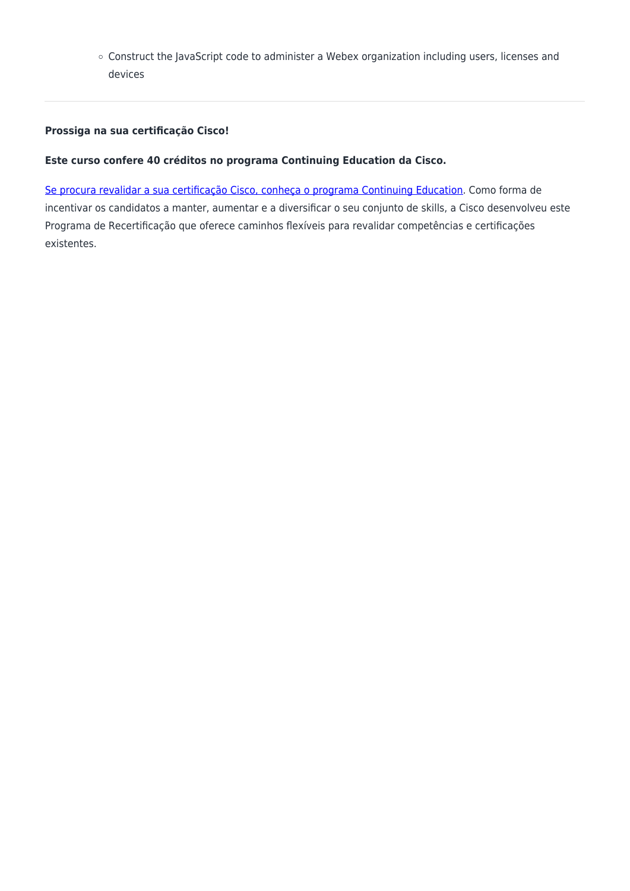- Construct the JavaScript code to administer a Webex organization including users, licenses and devices

---

**Prossiga na sua certificação Cisco!**

**Este curso confere 40 créditos no programa Continuing Education da Cisco.**

Se procura revalidar a sua certificação Cisco, conheça o programa Continuing Education. Como forma de incentivar os candidatos a manter, aumentar e a diversificar o seu conjunto de skills, a Cisco desenvolveu este Programa de Recertificação que oferece caminhos flexíveis para revalidar competências e certificações existentes.